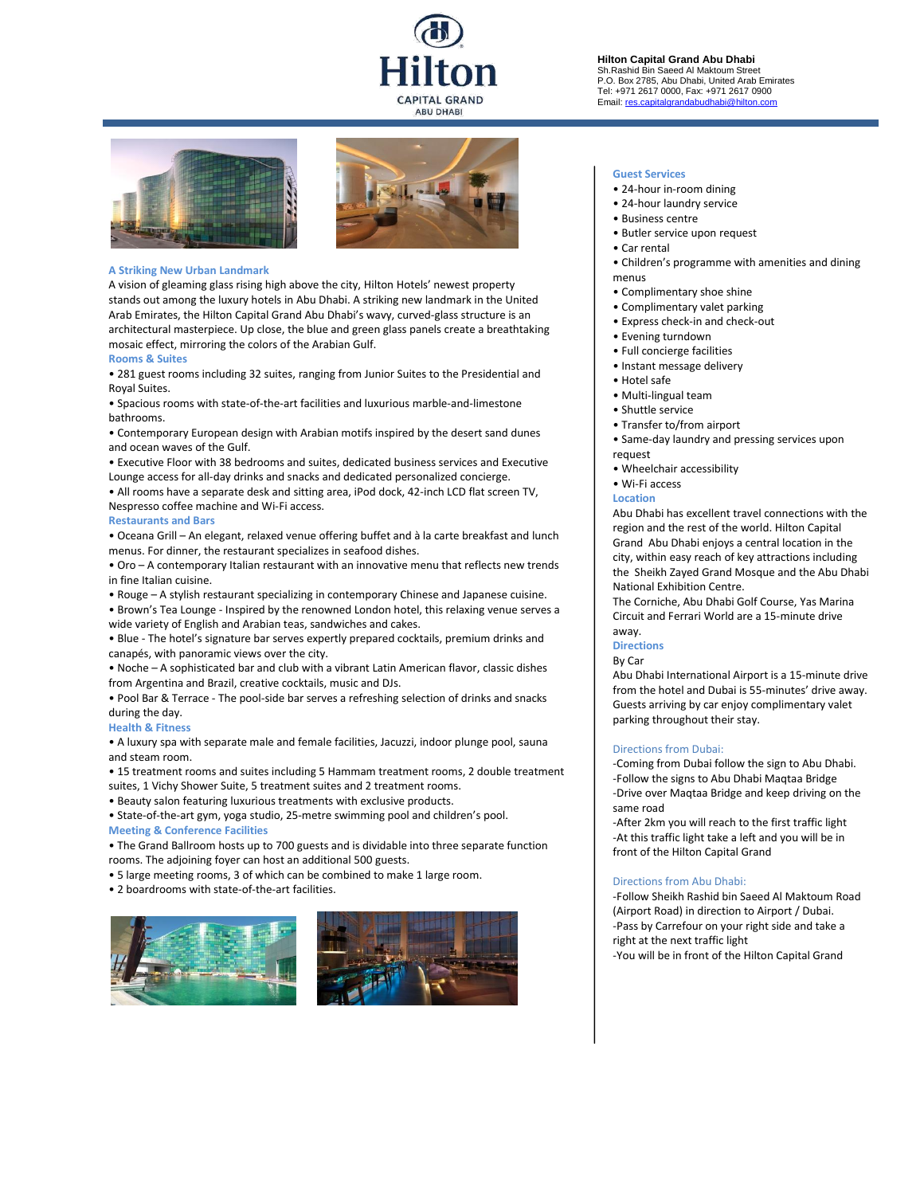# Hilton Capital Grand Abu Dhabi

**Hilton Capital Grand Abu Dhabi**
Sh.Rashid Bin Saeed Al Maktoum Street
P.O. Box 2785, Abu Dhabi, United Arab Emirates
Tel: +971 2617 0000, Fax: +971 2617 0900
Email: res.capitalgrandabudhabi@hilton.com

## A Striking New Urban Landmark

A vision of gleaming glass rising high above the city, Hilton Hotels' newest property stands out among the luxury hotels in Abu Dhabi. A striking new landmark in the United Arab Emirates, the Hilton Capital Grand Abu Dhabi's wavy, curved-glass structure is an architectural masterpiece. Up close, the blue and green glass panels create a breathtaking mosaic effect, mirroring the colors of the Arabian Gulf.

## Rooms & Suites

- 281 guest rooms including 32 suites, ranging from Junior Suites to the Presidential and Royal Suites.
- Spacious rooms with state-of-the-art facilities and luxurious marble-and-limestone bathrooms.
- Contemporary European design with Arabian motifs inspired by the desert sand dunes and ocean waves of the Gulf.
- Executive Floor with 38 bedrooms and suites, dedicated business services and Executive Lounge access for all-day drinks and snacks and dedicated personalized concierge.
- All rooms have a separate desk and sitting area, iPod dock, 42-inch LCD flat screen TV, Nespresso coffee machine and Wi-Fi access.

## Restaurants and Bars

- Oceana Grill – An elegant, relaxed venue offering buffet and à la carte breakfast and lunch menus. For dinner, the restaurant specializes in seafood dishes.
- Oro – A contemporary Italian restaurant with an innovative menu that reflects new trends in fine Italian cuisine.
- Rouge – A stylish restaurant specializing in contemporary Chinese and Japanese cuisine.
- Brown's Tea Lounge - Inspired by the renowned London hotel, this relaxing venue serves a wide variety of English and Arabian teas, sandwiches and cakes.
- Blue - The hotel's signature bar serves expertly prepared cocktails, premium drinks and canapés, with panoramic views over the city.
- Noche – A sophisticated bar and club with a vibrant Latin American flavor, classic dishes from Argentina and Brazil, creative cocktails, music and DJs.
- Pool Bar & Terrace - The pool-side bar serves a refreshing selection of drinks and snacks during the day.

## Health & Fitness

- A luxury spa with separate male and female facilities, Jacuzzi, indoor plunge pool, sauna and steam room.
- 15 treatment rooms and suites including 5 Hammam treatment rooms, 2 double treatment suites, 1 Vichy Shower Suite, 5 treatment suites and 2 treatment rooms.
- Beauty salon featuring luxurious treatments with exclusive products.
- State-of-the-art gym, yoga studio, 25-metre swimming pool and children's pool.

## Meeting & Conference Facilities

- The Grand Ballroom hosts up to 700 guests and is dividable into three separate function rooms. The adjoining foyer can host an additional 500 guests.
- 5 large meeting rooms, 3 of which can be combined to make 1 large room.
- 2 boardrooms with state-of-the-art facilities.

## Guest Services

- 24-hour in-room dining
- 24-hour laundry service
- Business centre
- Butler service upon request
- Car rental
- Children's programme with amenities and dining menus
- Complimentary shoe shine
- Complimentary valet parking
- Express check-in and check-out
- Evening turndown
- Full concierge facilities
- Instant message delivery
- Hotel safe
- Multi-lingual team
- Shuttle service
- Transfer to/from airport
- Same-day laundry and pressing services upon request
- Wheelchair accessibility
- Wi-Fi access

## Location

Abu Dhabi has excellent travel connections with the region and the rest of the world. Hilton Capital Grand Abu Dhabi enjoys a central location in the city, within easy reach of key attractions including the Sheikh Zayed Grand Mosque and the Abu Dhabi National Exhibition Centre.

The Corniche, Abu Dhabi Golf Course, Yas Marina Circuit and Ferrari World are a 15-minute drive away.

## Directions

By Car

Abu Dhabi International Airport is a 15-minute drive from the hotel and Dubai is 55-minutes' drive away. Guests arriving by car enjoy complimentary valet parking throughout their stay.

### Directions from Dubai:

-Coming from Dubai follow the sign to Abu Dhabi.
-Follow the signs to Abu Dhabi Maqtaa Bridge
-Drive over Maqtaa Bridge and keep driving on the same road
-After 2km you will reach to the first traffic light
-At this traffic light take a left and you will be in front of the Hilton Capital Grand

### Directions from Abu Dhabi:

-Follow Sheikh Rashid bin Saeed Al Maktoum Road (Airport Road) in direction to Airport / Dubai.
-Pass by Carrefour on your right side and take a right at the next traffic light
-You will be in front of the Hilton Capital Grand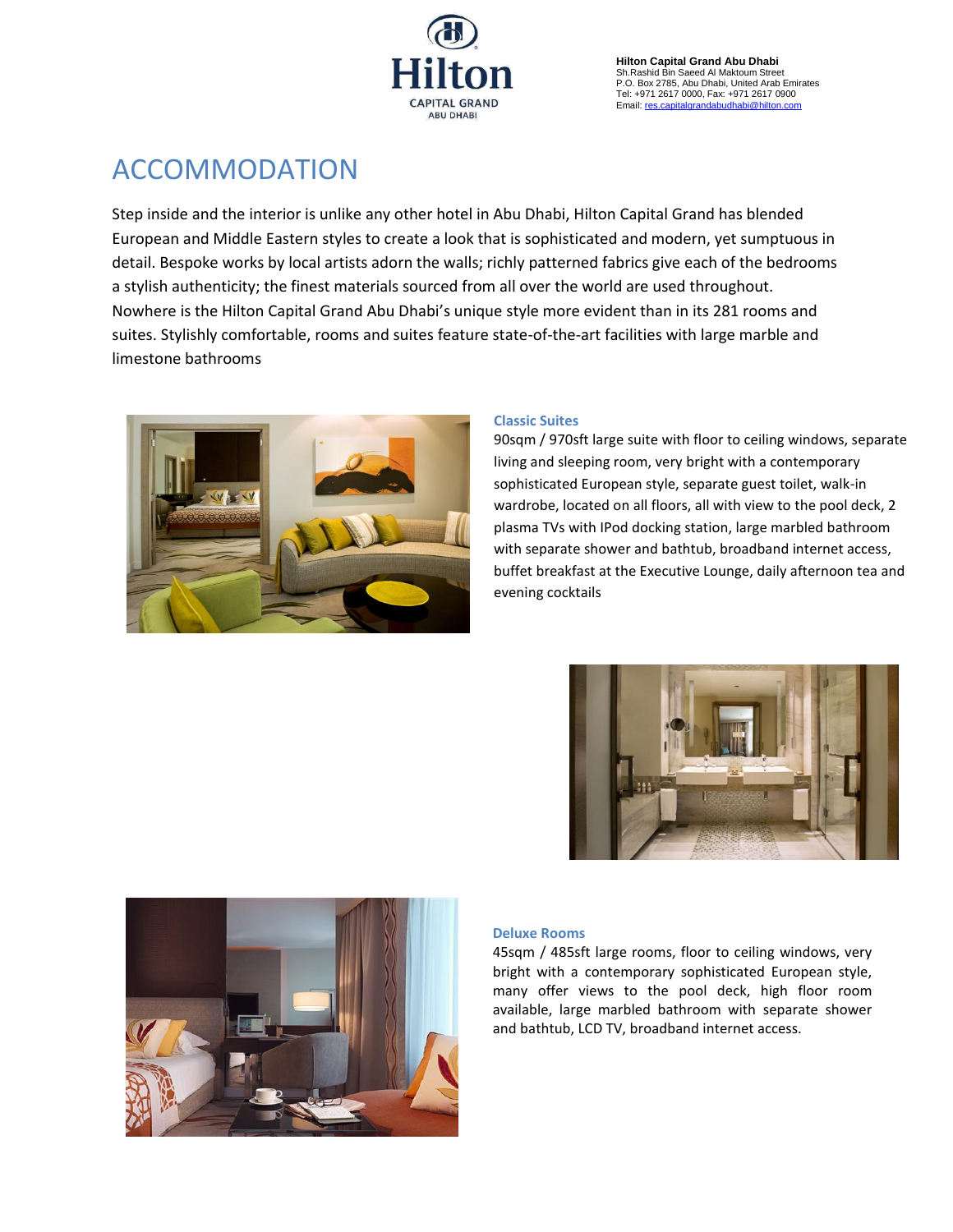Hilton Capital Grand Abu Dhabi
Sh.Rashid Bin Saeed Al Maktoum Street
P.O. Box 2785, Abu Dhabi, United Arab Emirates
Tel: +971 2617 0000, Fax: +971 2617 0900
Email: res.capitalgrandabudhabi@hilton.com

# ACCOMMODATION

Step inside and the interior is unlike any other hotel in Abu Dhabi, Hilton Capital Grand has blended European and Middle Eastern styles to create a look that is sophisticated and modern, yet sumptuous in detail. Bespoke works by local artists adorn the walls; richly patterned fabrics give each of the bedrooms a stylish authenticity; the finest materials sourced from all over the world are used throughout. Nowhere is the Hilton Capital Grand Abu Dhabi's unique style more evident than in its 281 rooms and suites. Stylishly comfortable, rooms and suites feature state-of-the-art facilities with large marble and limestone bathrooms

### Classic Suites

90sqm / 970sft large suite with floor to ceiling windows, separate living and sleeping room, very bright with a contemporary sophisticated European style, separate guest toilet, walk-in wardrobe, located on all floors, all with view to the pool deck, 2 plasma TVs with IPod docking station, large marbled bathroom with separate shower and bathtub, broadband internet access, buffet breakfast at the Executive Lounge, daily afternoon tea and evening cocktails

### Deluxe Rooms

45sqm / 485sft large rooms, floor to ceiling windows, very bright with a contemporary sophisticated European style, many offer views to the pool deck, high floor room available, large marbled bathroom with separate shower and bathtub, LCD TV, broadband internet access.